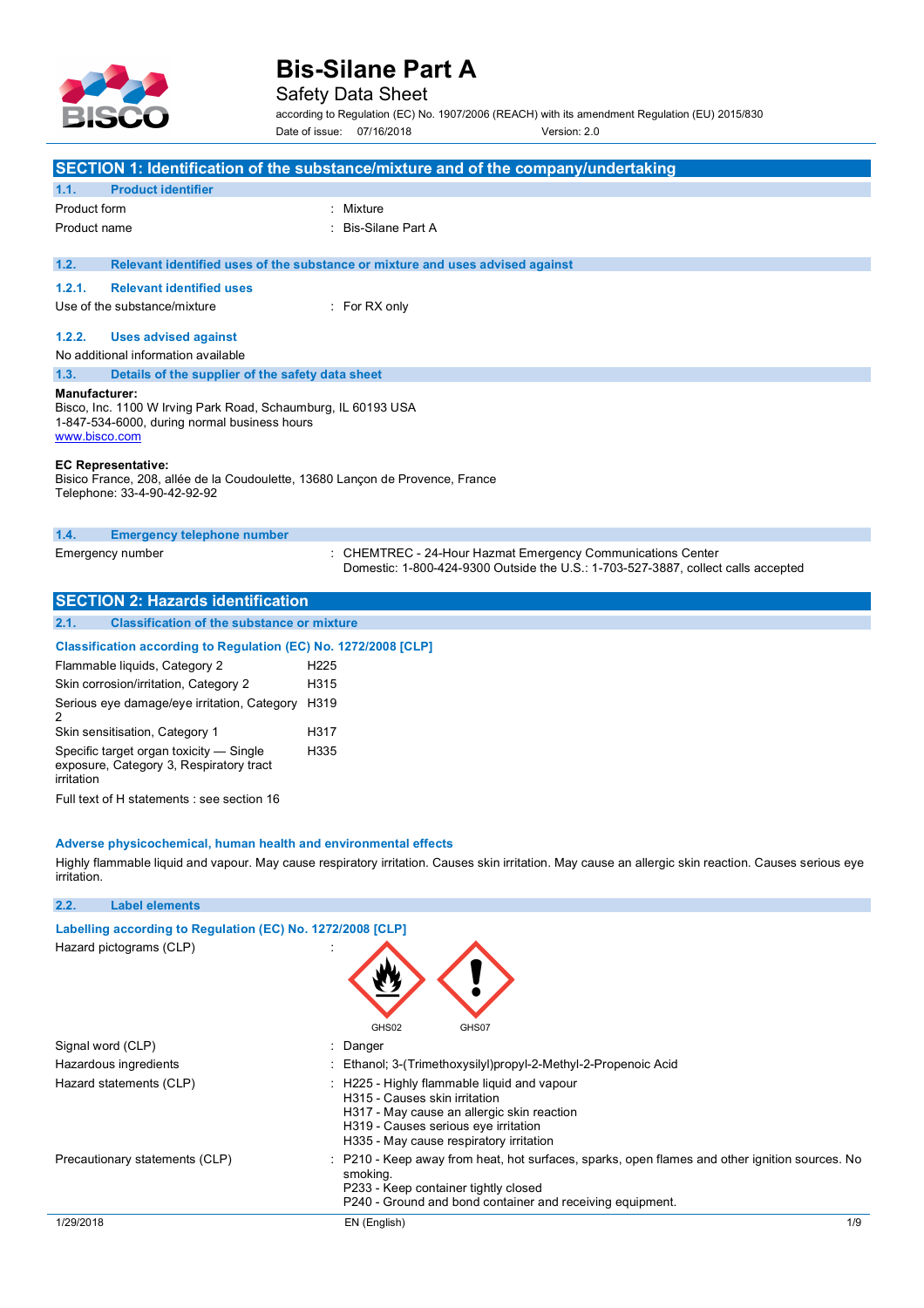# Bis-Silane Part A

## Safety Data Sheet

according to Regulation (EC) No. 1907/2006 (REACH) with its amendment Regulation (EU) 2015/830

Date of issue: 07/16/2018 Version: 2.0

## SECTION 1: Identification of the substance/mixture and of the company/undertaking

### 1.1. Product identifier

| | |
|---|---|
| Product form | : Mixture |
| Product name | : Bis-Silane Part A |

### 1.2. Relevant identified uses of the substance or mixture and uses advised against

#### 1.2.1. Relevant identified uses

| | |
|---|---|
| Use of the substance/mixture | : For RX only |

#### 1.2.2. Uses advised against

No additional information available

### 1.3. Details of the supplier of the safety data sheet

**Manufacturer:**
Bisco, Inc. 1100 W Irving Park Road, Schaumburg, IL 60193 USA
1-847-534-6000, during normal business hours
www.bisco.com

**EC Representative:**
Bisico France, 208, allée de la Coudoulette, 13680 Lançon de Provence, France
Telephone: 33-4-90-42-92-92

### 1.4. Emergency telephone number

| | |
|---|---|
| Emergency number | : CHEMTREC - 24-Hour Hazmat Emergency Communications Center<br>Domestic: 1-800-424-9300 Outside the U.S.: 1-703-527-3887, collect calls accepted |

## SECTION 2: Hazards identification

### 2.1. Classification of the substance or mixture

**Classification according to Regulation (EC) No. 1272/2008 [CLP]**

| | |
|---|---|
| Flammable liquids, Category 2 | H225 |
| Skin corrosion/irritation, Category 2 | H315 |
| Serious eye damage/eye irritation, Category 2 | H319 |
| Skin sensitisation, Category 1 | H317 |
| Specific target organ toxicity — Single exposure, Category 3, Respiratory tract irritation | H335 |

Full text of H statements : see section 16

**Adverse physicochemical, human health and environmental effects**

Highly flammable liquid and vapour. May cause respiratory irritation. Causes skin irritation. May cause an allergic skin reaction. Causes serious eye irritation.

### 2.2. Label elements

**Labelling according to Regulation (EC) No. 1272/2008 [CLP]**

| | |
|---|---|
| Hazard pictograms (CLP) | : GHS02 GHS07 |
| Signal word (CLP) | : Danger |
| Hazardous ingredients | : Ethanol; 3-(Trimethoxysilyl)propyl-2-Methyl-2-Propenoic Acid |
| Hazard statements (CLP) | : H225 - Highly flammable liquid and vapour<br>H315 - Causes skin irritation<br>H317 - May cause an allergic skin reaction<br>H319 - Causes serious eye irritation<br>H335 - May cause respiratory irritation |
| Precautionary statements (CLP) | : P210 - Keep away from heat, hot surfaces, sparks, open flames and other ignition sources. No smoking.<br>P233 - Keep container tightly closed<br>P240 - Ground and bond container and receiving equipment. |

1/29/2018 EN (English)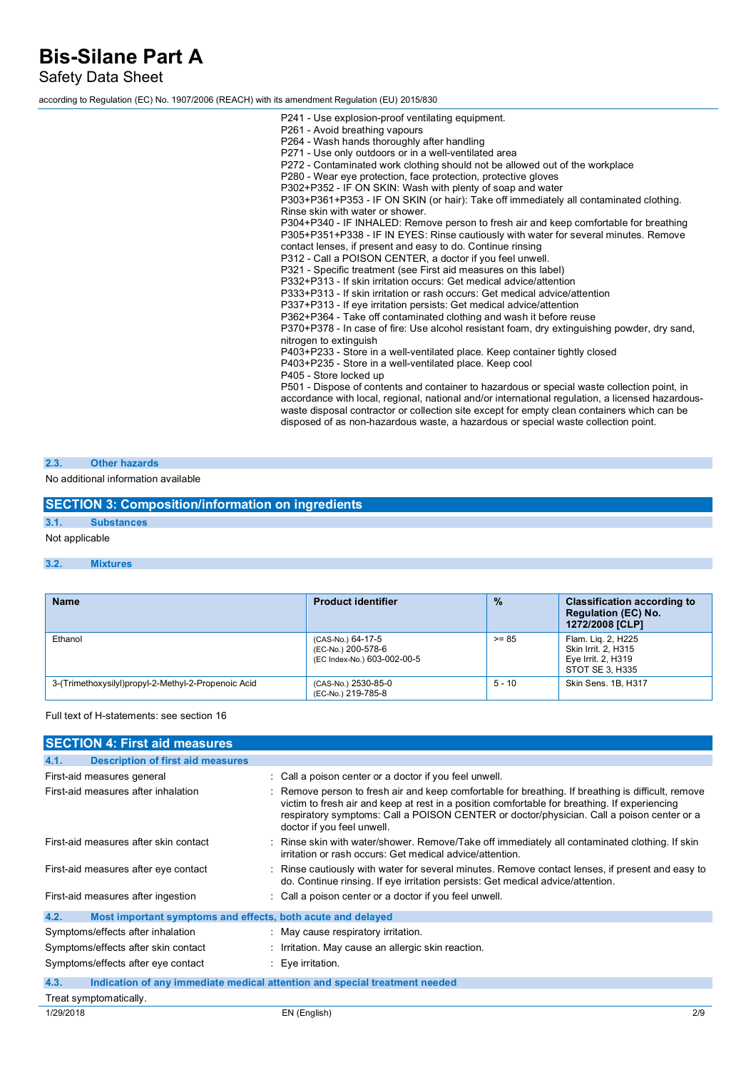P241 - Use explosion-proof ventilating equipment.
P261 - Avoid breathing vapours
P264 - Wash hands thoroughly after handling
P271 - Use only outdoors or in a well-ventilated area
P272 - Contaminated work clothing should not be allowed out of the workplace
P280 - Wear eye protection, face protection, protective gloves
P302+P352 - IF ON SKIN: Wash with plenty of soap and water
P303+P361+P353 - IF ON SKIN (or hair): Take off immediately all contaminated clothing. Rinse skin with water or shower.
P304+P340 - IF INHALED: Remove person to fresh air and keep comfortable for breathing
P305+P351+P338 - IF IN EYES: Rinse cautiously with water for several minutes. Remove contact lenses, if present and easy to do. Continue rinsing
P312 - Call a POISON CENTER, a doctor if you feel unwell.
P321 - Specific treatment (see First aid measures on this label)
P332+P313 - If skin irritation occurs: Get medical advice/attention
P333+P313 - If skin irritation or rash occurs: Get medical advice/attention
P337+P313 - If eye irritation persists: Get medical advice/attention
P362+P364 - Take off contaminated clothing and wash it before reuse
P370+P378 - In case of fire: Use alcohol resistant foam, dry extinguishing powder, dry sand, nitrogen to extinguish
P403+P233 - Store in a well-ventilated place. Keep container tightly closed
P403+P235 - Store in a well-ventilated place. Keep cool
P405 - Store locked up
P501 - Dispose of contents and container to hazardous or special waste collection point, in accordance with local, regional, national and/or international regulation, a licensed hazardous-waste disposal contractor or collection site except for empty clean containers which can be disposed of as non-hazardous waste, a hazardous or special waste collection point.

### 2.3. Other hazards

No additional information available

## SECTION 3: Composition/information on ingredients

### 3.1. Substances

Not applicable

### 3.2. Mixtures

| Name | Product identifier | % | Classification according to Regulation (EC) No. 1272/2008 [CLP] |
|---|---|---|---|
| Ethanol | (CAS-No.) 64-17-5<br>(EC-No.) 200-578-6<br>(EC Index-No.) 603-002-00-5 | >= 85 | Flam. Liq. 2, H225<br>Skin Irrit. 2, H315<br>Eye Irrit. 2, H319<br>STOT SE 3, H335 |
| 3-(Trimethoxysilyl)propyl-2-Methyl-2-Propenoic Acid | (CAS-No.) 2530-85-0<br>(EC-No.) 219-785-8 | 5 - 10 | Skin Sens. 1B, H317 |

Full text of H-statements: see section 16

## SECTION 4: First aid measures

### 4.1. Description of first aid measures

First-aid measures general : Call a poison center or a doctor if you feel unwell.

First-aid measures after inhalation : Remove person to fresh air and keep comfortable for breathing. If breathing is difficult, remove victim to fresh air and keep at rest in a position comfortable for breathing. If experiencing respiratory symptoms: Call a POISON CENTER or doctor/physician. Call a poison center or a doctor if you feel unwell.

First-aid measures after skin contact : Rinse skin with water/shower. Remove/Take off immediately all contaminated clothing. If skin irritation or rash occurs: Get medical advice/attention.

First-aid measures after eye contact : Rinse cautiously with water for several minutes. Remove contact lenses, if present and easy to do. Continue rinsing. If eye irritation persists: Get medical advice/attention.

First-aid measures after ingestion : Call a poison center or a doctor if you feel unwell.

### 4.2. Most important symptoms and effects, both acute and delayed

Symptoms/effects after inhalation : May cause respiratory irritation.

Symptoms/effects after skin contact : Irritation. May cause an allergic skin reaction.

Symptoms/effects after eye contact : Eye irritation.

### 4.3. Indication of any immediate medical attention and special treatment needed

Treat symptomatically.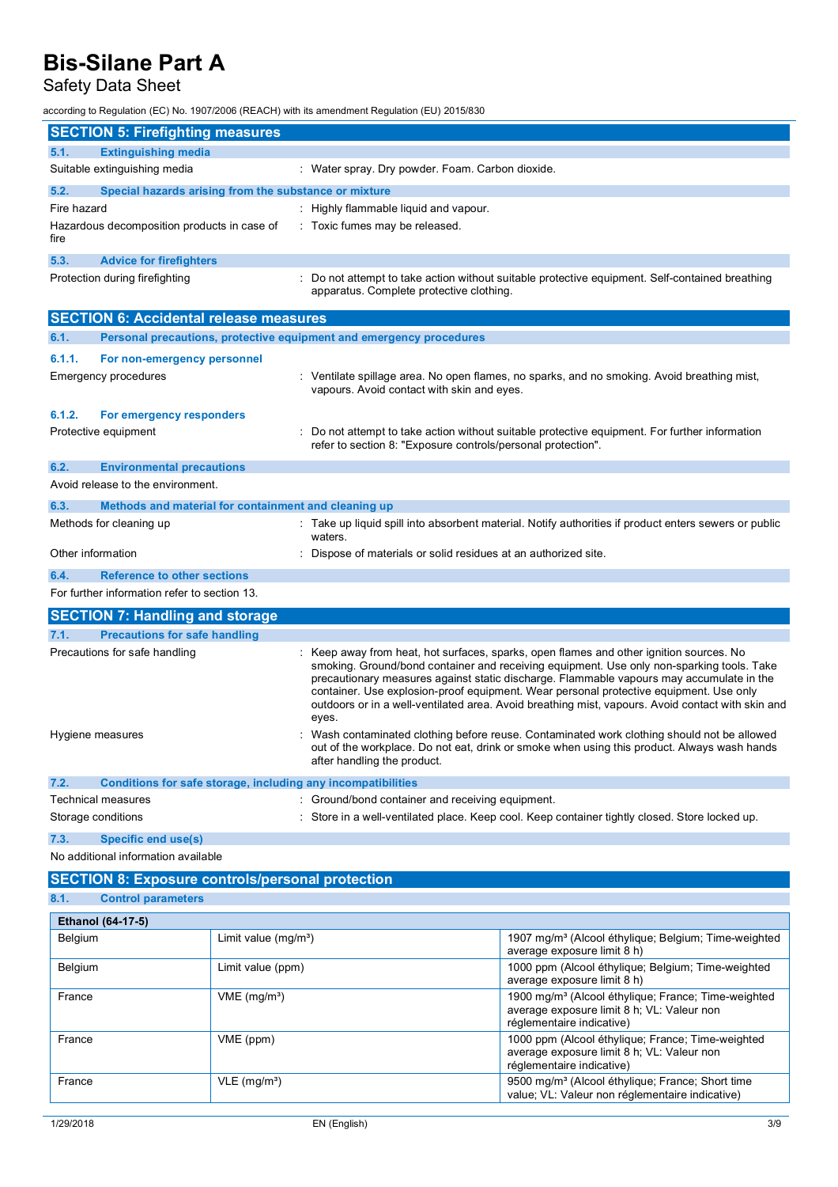## SECTION 5: Firefighting measures

### 5.1. Extinguishing media

Suitable extinguishing media : Water spray. Dry powder. Foam. Carbon dioxide.

### 5.2. Special hazards arising from the substance or mixture

Fire hazard : Highly flammable liquid and vapour.

Hazardous decomposition products in case of fire : Toxic fumes may be released.

### 5.3. Advice for firefighters

Protection during firefighting : Do not attempt to take action without suitable protective equipment. Self-contained breathing apparatus. Complete protective clothing.

## SECTION 6: Accidental release measures

### 6.1. Personal precautions, protective equipment and emergency procedures

#### 6.1.1. For non-emergency personnel

Emergency procedures : Ventilate spillage area. No open flames, no sparks, and no smoking. Avoid breathing mist, vapours. Avoid contact with skin and eyes.

#### 6.1.2. For emergency responders

Protective equipment : Do not attempt to take action without suitable protective equipment. For further information refer to section 8: "Exposure controls/personal protection".

### 6.2. Environmental precautions

Avoid release to the environment.

### 6.3. Methods and material for containment and cleaning up

Methods for cleaning up : Take up liquid spill into absorbent material. Notify authorities if product enters sewers or public waters.

Other information : Dispose of materials or solid residues at an authorized site.

### 6.4. Reference to other sections

For further information refer to section 13.

## SECTION 7: Handling and storage

### 7.1. Precautions for safe handling

Precautions for safe handling : Keep away from heat, hot surfaces, sparks, open flames and other ignition sources. No smoking. Ground/bond container and receiving equipment. Use only non-sparking tools. Take precautionary measures against static discharge. Flammable vapours may accumulate in the container. Use explosion-proof equipment. Wear personal protective equipment. Use only outdoors or in a well-ventilated area. Avoid breathing mist, vapours. Avoid contact with skin and eyes.

Hygiene measures : Wash contaminated clothing before reuse. Contaminated work clothing should not be allowed out of the workplace. Do not eat, drink or smoke when using this product. Always wash hands after handling the product.

### 7.2. Conditions for safe storage, including any incompatibilities

Technical measures : Ground/bond container and receiving equipment.

Storage conditions : Store in a well-ventilated place. Keep cool. Keep container tightly closed. Store locked up.

### 7.3. Specific end use(s)

No additional information available

## SECTION 8: Exposure controls/personal protection

### 8.1. Control parameters

| Ethanol (64-17-5) | | |
|---|---|---|
| Belgium | Limit value (mg/m³) | 1907 mg/m³ (Alcool éthylique; Belgium; Time-weighted average exposure limit 8 h) |
| Belgium | Limit value (ppm) | 1000 ppm (Alcool éthylique; Belgium; Time-weighted average exposure limit 8 h) |
| France | VME (mg/m³) | 1900 mg/m³ (Alcool éthylique; France; Time-weighted average exposure limit 8 h; VL: Valeur non réglementaire indicative) |
| France | VME (ppm) | 1000 ppm (Alcool éthylique; France; Time-weighted average exposure limit 8 h; VL: Valeur non réglementaire indicative) |
| France | VLE (mg/m³) | 9500 mg/m³ (Alcool éthylique; France; Short time value; VL: Valeur non réglementaire indicative) |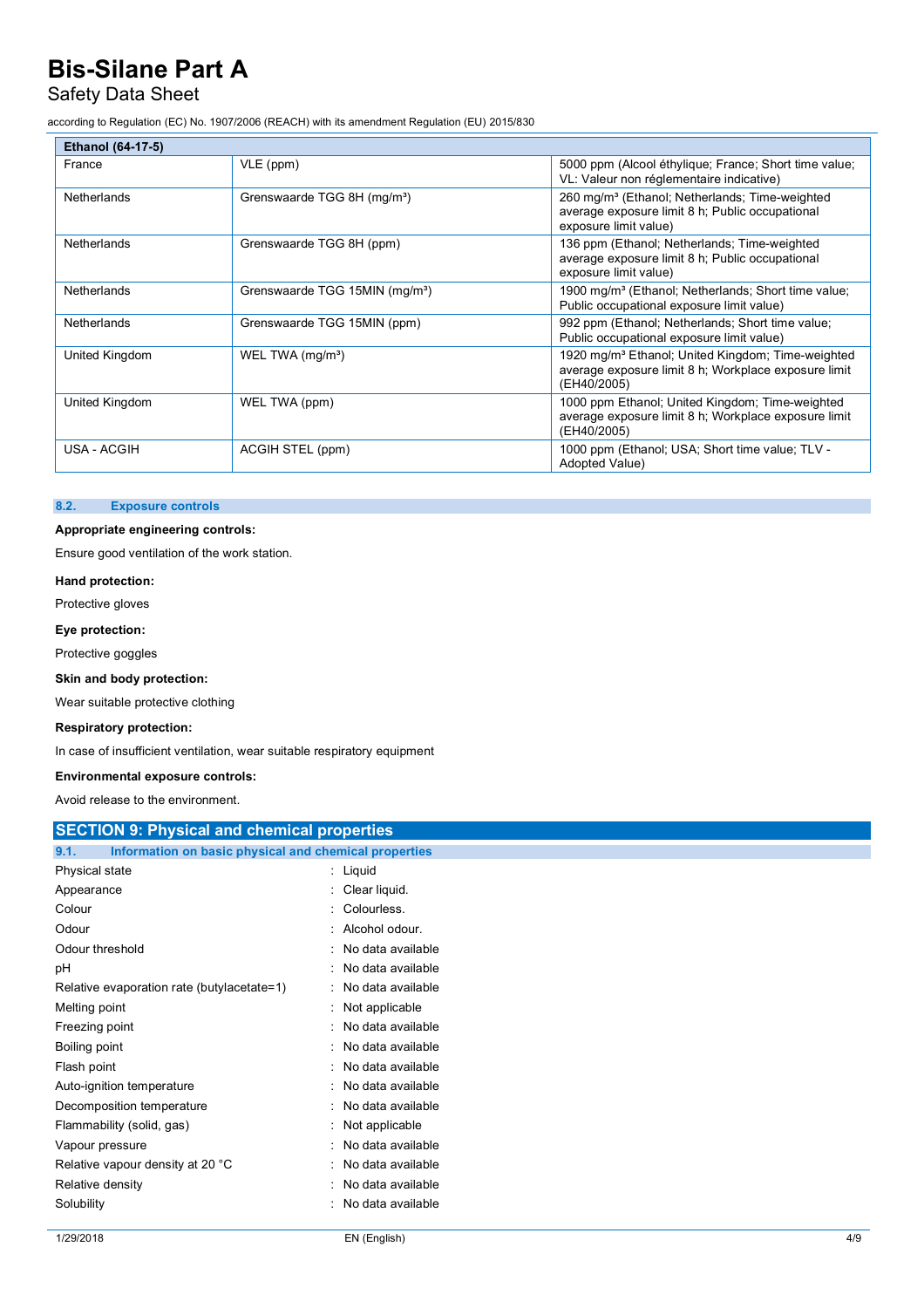| Ethanol (64-17-5) | | |
|---|---|---|
| France | VLE (ppm) | 5000 ppm (Alcool éthylique; France; Short time value; VL: Valeur non réglementaire indicative) |
| Netherlands | Grenswaarde TGG 8H (mg/m³) | 260 mg/m³ (Ethanol; Netherlands; Time-weighted average exposure limit 8 h; Public occupational exposure limit value) |
| Netherlands | Grenswaarde TGG 8H (ppm) | 136 ppm (Ethanol; Netherlands; Time-weighted average exposure limit 8 h; Public occupational exposure limit value) |
| Netherlands | Grenswaarde TGG 15MIN (mg/m³) | 1900 mg/m³ (Ethanol; Netherlands; Short time value; Public occupational exposure limit value) |
| Netherlands | Grenswaarde TGG 15MIN (ppm) | 992 ppm (Ethanol; Netherlands; Short time value; Public occupational exposure limit value) |
| United Kingdom | WEL TWA (mg/m³) | 1920 mg/m³ Ethanol; United Kingdom; Time-weighted average exposure limit 8 h; Workplace exposure limit (EH40/2005) |
| United Kingdom | WEL TWA (ppm) | 1000 ppm Ethanol; United Kingdom; Time-weighted average exposure limit 8 h; Workplace exposure limit (EH40/2005) |
| USA - ACGIH | ACGIH STEL (ppm) | 1000 ppm (Ethanol; USA; Short time value; TLV - Adopted Value) |

### 8.2. Exposure controls

**Appropriate engineering controls:**

Ensure good ventilation of the work station.

**Hand protection:**

Protective gloves

**Eye protection:**

Protective goggles

**Skin and body protection:**

Wear suitable protective clothing

**Respiratory protection:**

In case of insufficient ventilation, wear suitable respiratory equipment

**Environmental exposure controls:**

Avoid release to the environment.

## SECTION 9: Physical and chemical properties

### 9.1. Information on basic physical and chemical properties

| | |
|---|---|
| Physical state | : Liquid |
| Appearance | : Clear liquid. |
| Colour | : Colourless. |
| Odour | : Alcohol odour. |
| Odour threshold | : No data available |
| pH | : No data available |
| Relative evaporation rate (butylacetate=1) | : No data available |
| Melting point | : Not applicable |
| Freezing point | : No data available |
| Boiling point | : No data available |
| Flash point | : No data available |
| Auto-ignition temperature | : No data available |
| Decomposition temperature | : No data available |
| Flammability (solid, gas) | : Not applicable |
| Vapour pressure | : No data available |
| Relative vapour density at 20 °C | : No data available |
| Relative density | : No data available |
| Solubility | : No data available |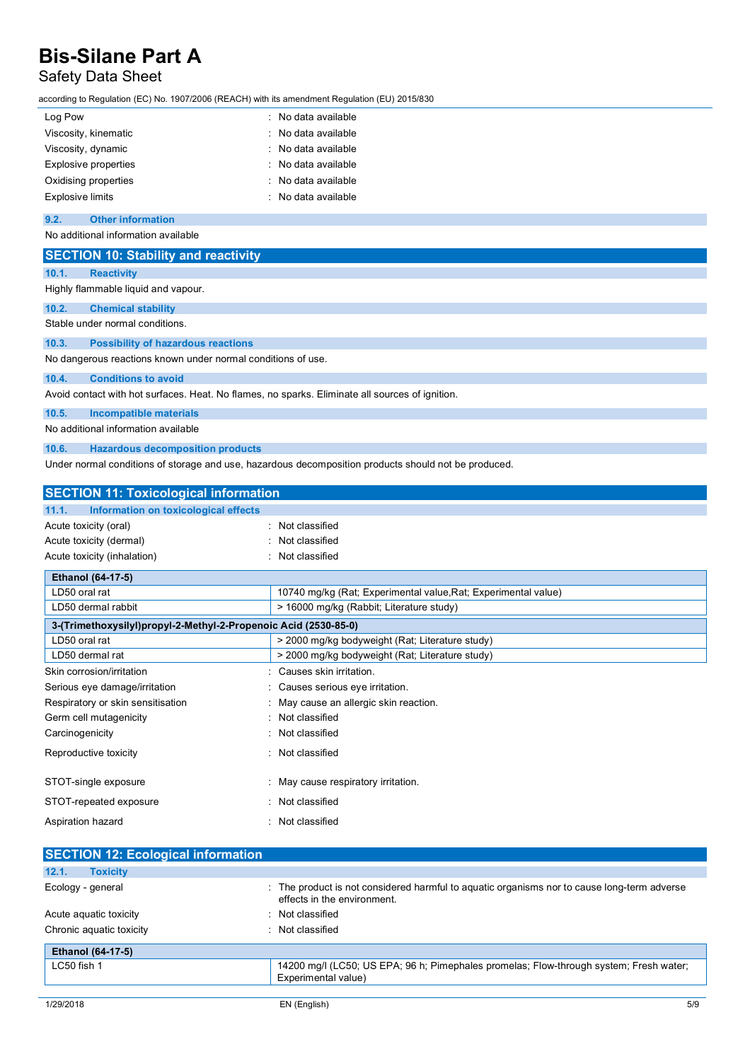| | |
|---|---|
| Log Pow | : No data available |
| Viscosity, kinematic | : No data available |
| Viscosity, dynamic | : No data available |
| Explosive properties | : No data available |
| Oxidising properties | : No data available |
| Explosive limits | : No data available |

### 9.2. Other information

No additional information available

## SECTION 10: Stability and reactivity

### 10.1. Reactivity

Highly flammable liquid and vapour.

### 10.2. Chemical stability

Stable under normal conditions.

### 10.3. Possibility of hazardous reactions

No dangerous reactions known under normal conditions of use.

### 10.4. Conditions to avoid

Avoid contact with hot surfaces. Heat. No flames, no sparks. Eliminate all sources of ignition.

### 10.5. Incompatible materials

No additional information available

### 10.6. Hazardous decomposition products

Under normal conditions of storage and use, hazardous decomposition products should not be produced.

## SECTION 11: Toxicological information

### 11.1. Information on toxicological effects

| | |
|---|---|
| Acute toxicity (oral) | : Not classified |
| Acute toxicity (dermal) | : Not classified |
| Acute toxicity (inhalation) | : Not classified |

| **Ethanol (64-17-5)** | |
|---|---|
| LD50 oral rat | 10740 mg/kg (Rat; Experimental value,Rat; Experimental value) |
| LD50 dermal rabbit | > 16000 mg/kg (Rabbit; Literature study) |

| **3-(Trimethoxysilyl)propyl-2-Methyl-2-Propenoic Acid (2530-85-0)** | |
|---|---|
| LD50 oral rat | > 2000 mg/kg bodyweight (Rat; Literature study) |
| LD50 dermal rat | > 2000 mg/kg bodyweight (Rat; Literature study) |

| | |
|---|---|
| Skin corrosion/irritation | : Causes skin irritation. |
| Serious eye damage/irritation | : Causes serious eye irritation. |
| Respiratory or skin sensitisation | : May cause an allergic skin reaction. |
| Germ cell mutagenicity | : Not classified |
| Carcinogenicity | : Not classified |
| Reproductive toxicity | : Not classified |
| STOT-single exposure | : May cause respiratory irritation. |
| STOT-repeated exposure | : Not classified |
| Aspiration hazard | : Not classified |

## SECTION 12: Ecological information

### 12.1. Toxicity

| | |
|---|---|
| Ecology - general | : The product is not considered harmful to aquatic organisms nor to cause long-term adverse effects in the environment. |
| Acute aquatic toxicity | : Not classified |
| Chronic aquatic toxicity | : Not classified |

| **Ethanol (64-17-5)** | |
|---|---|
| LC50 fish 1 | 14200 mg/l (LC50; US EPA; 96 h; Pimephales promelas; Flow-through system; Fresh water; Experimental value) |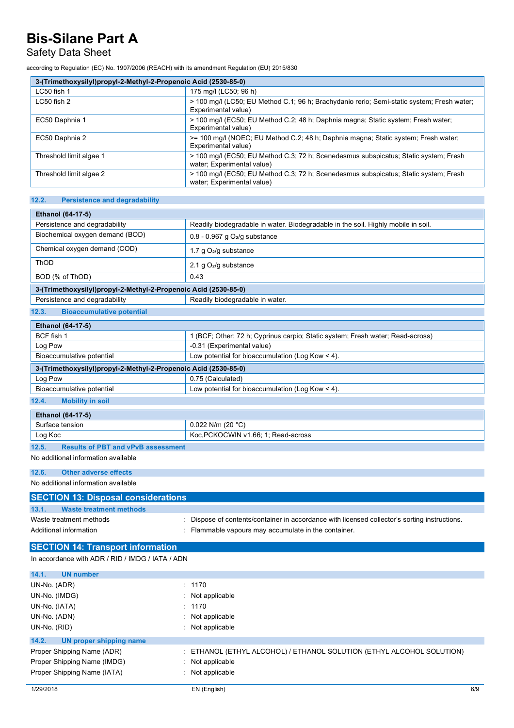| 3-(Trimethoxysilyl)propyl-2-Methyl-2-Propenoic Acid (2530-85-0) | |
|---|---|
| LC50 fish 1 | 175 mg/l (LC50; 96 h) |
| LC50 fish 2 | > 100 mg/l (LC50; EU Method C.1; 96 h; Brachydanio rerio; Semi-static system; Fresh water; Experimental value) |
| EC50 Daphnia 1 | > 100 mg/l (EC50; EU Method C.2; 48 h; Daphnia magna; Static system; Fresh water; Experimental value) |
| EC50 Daphnia 2 | >= 100 mg/l (NOEC; EU Method C.2; 48 h; Daphnia magna; Static system; Fresh water; Experimental value) |
| Threshold limit algae 1 | > 100 mg/l (EC50; EU Method C.3; 72 h; Scenedesmus subspicatus; Static system; Fresh water; Experimental value) |
| Threshold limit algae 2 | > 100 mg/l (EC50; EU Method C.3; 72 h; Scenedesmus subspicatus; Static system; Fresh water; Experimental value) |

### 12.2. Persistence and degradability

| Ethanol (64-17-5) | |
|---|---|
| Persistence and degradability | Readily biodegradable in water. Biodegradable in the soil. Highly mobile in soil. |
| Biochemical oxygen demand (BOD) | 0.8 - 0.967 g $O_2$/g substance |
| Chemical oxygen demand (COD) | 1.7 g $O_2$/g substance |
| ThOD | 2.1 g $O_2$/g substance |
| BOD (% of ThOD) | 0.43 |
| **3-(Trimethoxysilyl)propyl-2-Methyl-2-Propenoic Acid (2530-85-0)** | |
| Persistence and degradability | Readily biodegradable in water. |

### 12.3. Bioaccumulative potential

| Ethanol (64-17-5) | |
|---|---|
| BCF fish 1 | 1 (BCF; Other; 72 h; Cyprinus carpio; Static system; Fresh water; Read-across) |
| Log Pow | -0.31 (Experimental value) |
| Bioaccumulative potential | Low potential for bioaccumulation (Log Kow < 4). |
| **3-(Trimethoxysilyl)propyl-2-Methyl-2-Propenoic Acid (2530-85-0)** | |
| Log Pow | 0.75 (Calculated) |
| Bioaccumulative potential | Low potential for bioaccumulation (Log Kow < 4). |

### 12.4. Mobility in soil

| Ethanol (64-17-5) | |
|---|---|
| Surface tension | 0.022 N/m (20 °C) |
| Log Koc | Koc,PCKOCWIN v1.66; 1; Read-across |

### 12.5. Results of PBT and vPvB assessment

No additional information available

### 12.6. Other adverse effects

No additional information available

## SECTION 13: Disposal considerations

### 13.1. Waste treatment methods

Waste treatment methods : Dispose of contents/container in accordance with licensed collector's sorting instructions.

Additional information : Flammable vapours may accumulate in the container.

## SECTION 14: Transport information

In accordance with ADR / RID / IMDG / IATA / ADN

### 14.1. UN number

UN-No. (ADR) : 1170

UN-No. (IMDG) : Not applicable

UN-No. (IATA) : 1170

UN-No. (ADN) : Not applicable

UN-No. (RID) : Not applicable

### 14.2. UN proper shipping name

Proper Shipping Name (ADR) : ETHANOL (ETHYL ALCOHOL) / ETHANOL SOLUTION (ETHYL ALCOHOL SOLUTION)

Proper Shipping Name (IMDG) : Not applicable

Proper Shipping Name (IATA) : Not applicable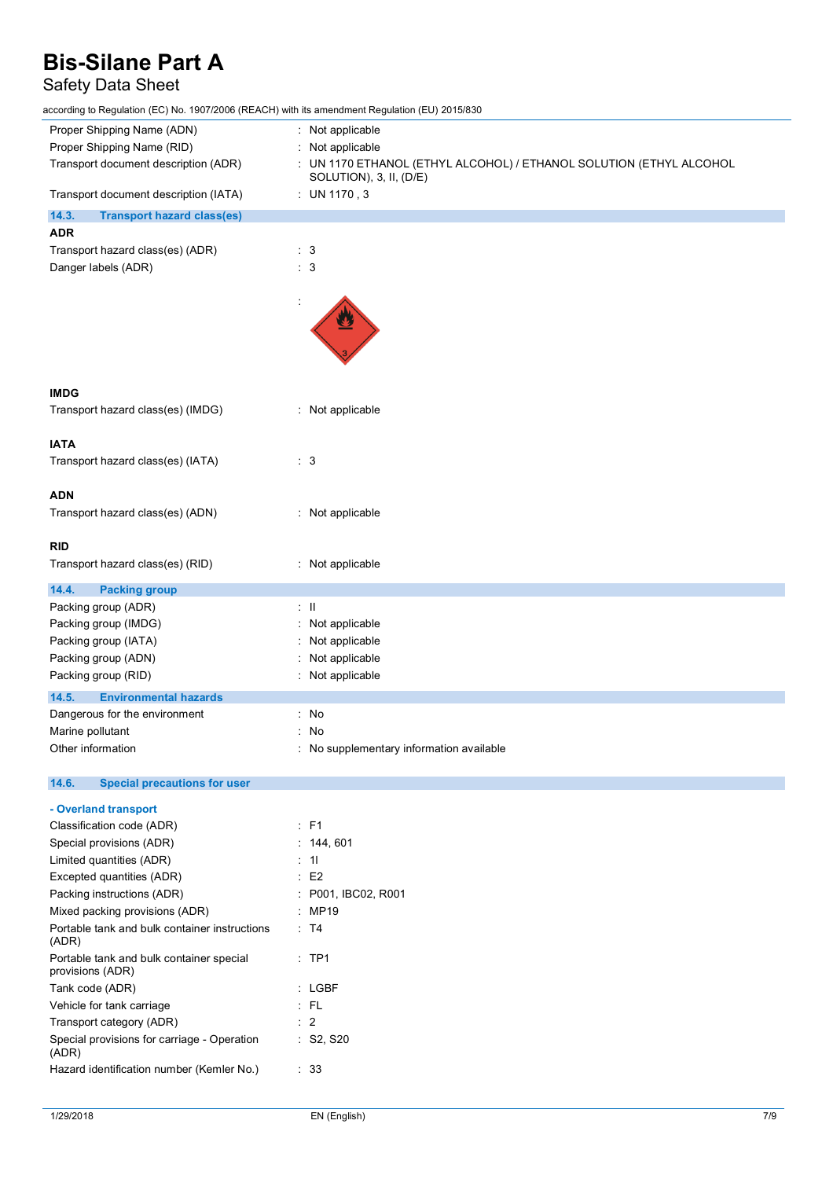| | |
|---|---|
| Proper Shipping Name (ADN) | : Not applicable |
| Proper Shipping Name (RID) | : Not applicable |
| Transport document description (ADR) | : UN 1170 ETHANOL (ETHYL ALCOHOL) / ETHANOL SOLUTION (ETHYL ALCOHOL SOLUTION), 3, II, (D/E) |
| Transport document description (IATA) | : UN 1170 , 3 |

## 14.3. Transport hazard class(es)

**ADR**

| | |
|---|---|
| Transport hazard class(es) (ADR) | : 3 |
| Danger labels (ADR) | : 3 |
| | : |

**IMDG**

| | |
|---|---|
| Transport hazard class(es) (IMDG) | : Not applicable |

**IATA**

| | |
|---|---|
| Transport hazard class(es) (IATA) | : 3 |

**ADN**

| | |
|---|---|
| Transport hazard class(es) (ADN) | : Not applicable |

**RID**

| | |
|---|---|
| Transport hazard class(es) (RID) | : Not applicable |

## 14.4. Packing group

| | |
|---|---|
| Packing group (ADR) | : II |
| Packing group (IMDG) | : Not applicable |
| Packing group (IATA) | : Not applicable |
| Packing group (ADN) | : Not applicable |
| Packing group (RID) | : Not applicable |

## 14.5. Environmental hazards

| | |
|---|---|
| Dangerous for the environment | : No |
| Marine pollutant | : No |
| Other information | : No supplementary information available |

## 14.6. Special precautions for user

**- Overland transport**

| | |
|---|---|
| Classification code (ADR) | : F1 |
| Special provisions (ADR) | : 144, 601 |
| Limited quantities (ADR) | : 1l |
| Excepted quantities (ADR) | : E2 |
| Packing instructions (ADR) | : P001, IBC02, R001 |
| Mixed packing provisions (ADR) | : MP19 |
| Portable tank and bulk container instructions (ADR) | : T4 |
| Portable tank and bulk container special provisions (ADR) | : TP1 |
| Tank code (ADR) | : LGBF |
| Vehicle for tank carriage | : FL |
| Transport category (ADR) | : 2 |
| Special provisions for carriage - Operation (ADR) | : S2, S20 |
| Hazard identification number (Kemler No.) | : 33 |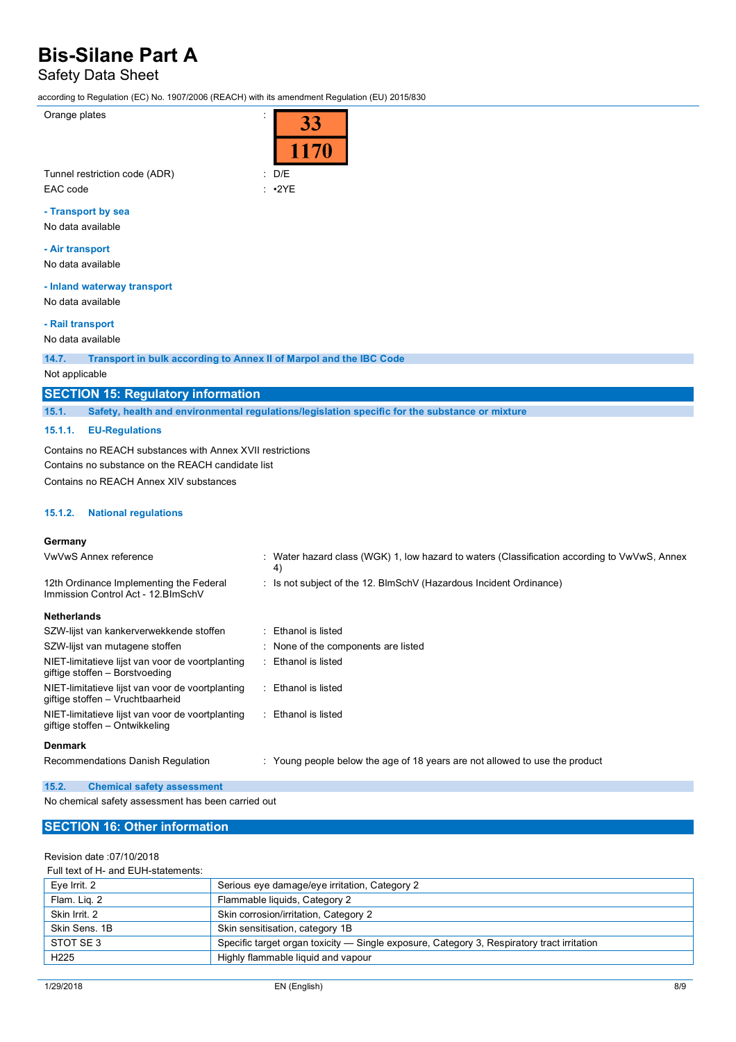| | | |
|---|---|---|
| Orange plates | : | 33 / 1170 |
| Tunnel restriction code (ADR) | : | D/E |
| EAC code | : | •2YE |

**- Transport by sea**

No data available

**- Air transport**

No data available

**- Inland waterway transport**

No data available

**- Rail transport**

No data available

### 14.7. Transport in bulk according to Annex II of Marpol and the IBC Code

Not applicable

## SECTION 15: Regulatory information

### 15.1. Safety, health and environmental regulations/legislation specific for the substance or mixture

#### 15.1.1. EU-Regulations

Contains no REACH substances with Annex XVII restrictions

Contains no substance on the REACH candidate list

Contains no REACH Annex XIV substances

#### 15.1.2. National regulations

**Germany**

| | | |
|---|---|---|
| VwVwS Annex reference | : | Water hazard class (WGK) 1, low hazard to waters (Classification according to VwVwS, Annex 4) |
| 12th Ordinance Implementing the Federal Immission Control Act - 12.BImSchV | : | Is not subject of the 12. BlmSchV (Hazardous Incident Ordinance) |

**Netherlands**

| | | |
|---|---|---|
| SZW-lijst van kankerverwekkende stoffen | : | Ethanol is listed |
| SZW-lijst van mutagene stoffen | : | None of the components are listed |
| NIET-limitatieve lijst van voor de voortplanting giftige stoffen – Borstvoeding | : | Ethanol is listed |
| NIET-limitatieve lijst van voor de voortplanting giftige stoffen – Vruchtbaarheid | : | Ethanol is listed |
| NIET-limitatieve lijst van voor de voortplanting giftige stoffen – Ontwikkeling | : | Ethanol is listed |

**Denmark**

| | | |
|---|---|---|
| Recommendations Danish Regulation | : | Young people below the age of 18 years are not allowed to use the product |

### 15.2. Chemical safety assessment

No chemical safety assessment has been carried out

## SECTION 16: Other information

Revision date :07/10/2018

Full text of H- and EUH-statements:

| | |
|---|---|
| Eye Irrit. 2 | Serious eye damage/eye irritation, Category 2 |
| Flam. Liq. 2 | Flammable liquids, Category 2 |
| Skin Irrit. 2 | Skin corrosion/irritation, Category 2 |
| Skin Sens. 1B | Skin sensitisation, category 1B |
| STOT SE 3 | Specific target organ toxicity — Single exposure, Category 3, Respiratory tract irritation |
| H225 | Highly flammable liquid and vapour |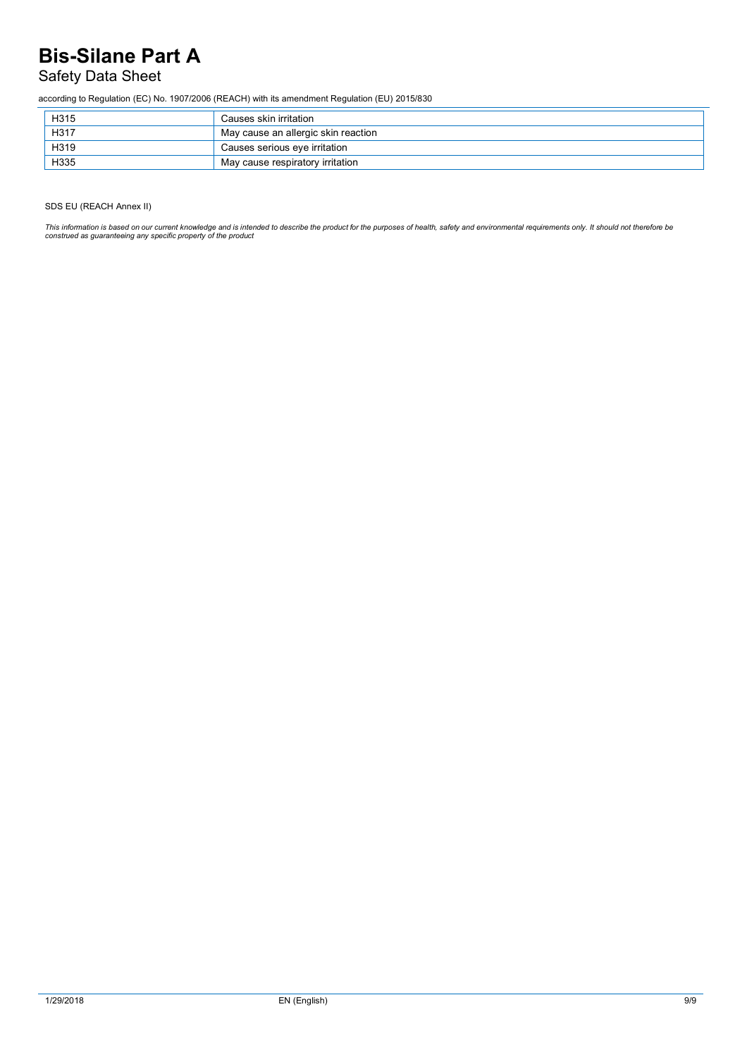| | |
|---|---|
| H315 | Causes skin irritation |
| H317 | May cause an allergic skin reaction |
| H319 | Causes serious eye irritation |
| H335 | May cause respiratory irritation |

SDS EU (REACH Annex II)

*This information is based on our current knowledge and is intended to describe the product for the purposes of health, safety and environmental requirements only. It should not therefore be construed as guaranteeing any specific property of the product*